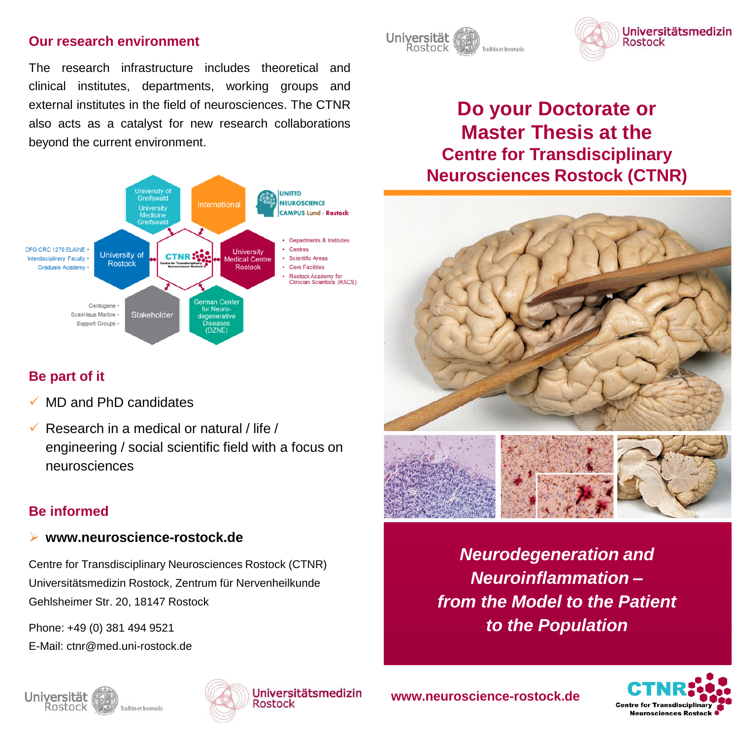## Our research environment

The research infrastructure includes theoretical and clinical institutes, departments, working groups and external institutes in the field of neurosciences. The CTNR also acts as a catalyst for new research collaborations beyond the current environment.

University of Greifswald
University Medicine Greifswald

International

UNITED NEUROSCIENCE CAMPUS Lund - Rostock

DFG CRC 1270 ELAINE •
Interdisciplinary Faculty •
Graduate Academy •

University of Rostock

CTNR Centre for Transdisciplinary Neurosciences Rostock

University Medical Centre Rostock

- Departments & Institutes
- Centres
- Scientific Areas
- Core Facilities
- Rostock Academy for Clinician Scientists (RACS)

Centogene •
ScanHaus Marlow •
Support Groups •

Stakeholder

German Center for Neuro-degenerative Diseases (DZNE)

## Be part of it

- ✓ MD and PhD candidates
- ✓ Research in a medical or natural / life / engineering / social scientific field with a focus on neurosciences

## Be informed

➢ **www.neuroscience-rostock.de**

Centre for Transdisciplinary Neurosciences Rostock (CTNR)
Universitätsmedizin Rostock, Zentrum für Nervenheilkunde
Gehlsheimer Str. 20, 18147 Rostock

Phone: +49 (0) 381 494 9521
E-Mail: ctnr@med.uni-rostock.de

Universität Rostock Traditio et Innovatio

Universitätsmedizin Rostock

# Do your Doctorate or Master Thesis at the Centre for Transdisciplinary Neurosciences Rostock (CTNR)

***Neurodegeneration and Neuroinflammation – from the Model to the Patient to the Population***

**www.neuroscience-rostock.de**

CTNR Centre for Transdisciplinary Neurosciences Rostock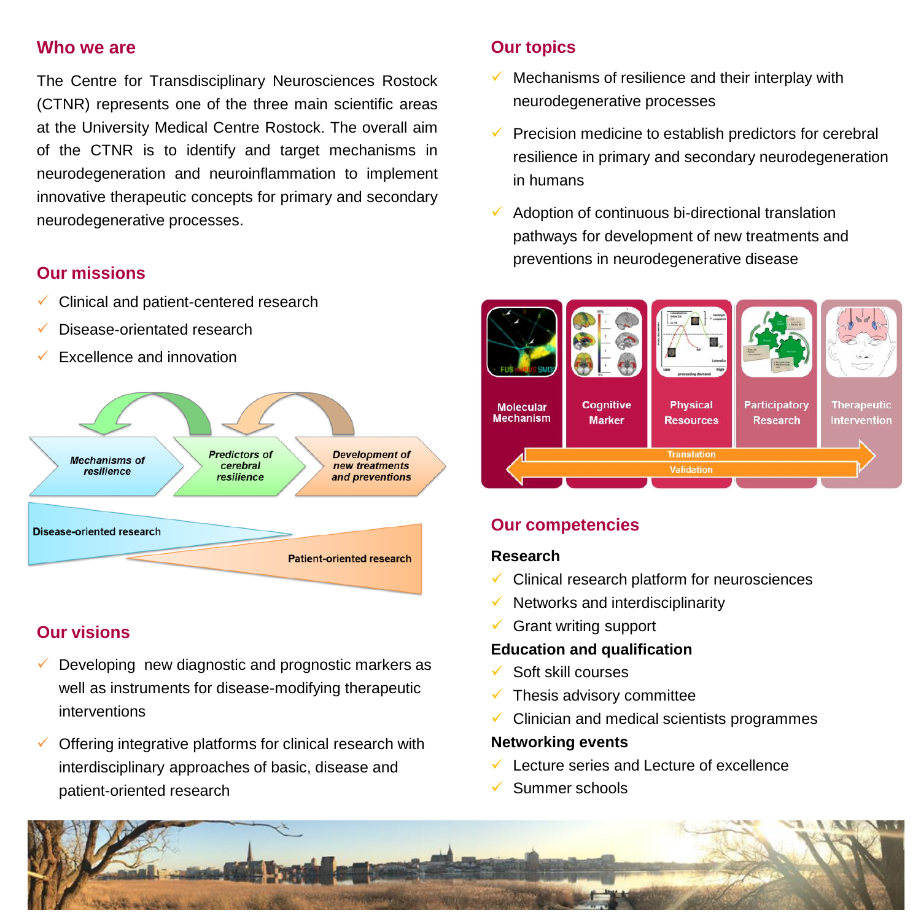## Who we are

The Centre for Transdisciplinary Neurosciences Rostock (CTNR) represents one of the three main scientific areas at the University Medical Centre Rostock. The overall aim of the CTNR is to identify and target mechanisms in neurodegeneration and neuroinflammation to implement innovative therapeutic concepts for primary and secondary neurodegenerative processes.

## Our missions

- ✓ Clinical and patient-centered research
- ✓ Disease-orientated research
- ✓ Excellence and innovation

Mechanisms of resilience

Predictors of cerebral resilience

Development of new treatments and preventions

Disease-oriented research

Patient-oriented research

## Our visions

- ✓ Developing new diagnostic and prognostic markers as well as instruments for disease-modifying therapeutic interventions
- ✓ Offering integrative platforms for clinical research with interdisciplinary approaches of basic, disease and patient-oriented research

## Our topics

- ✓ Mechanisms of resilience and their interplay with neurodegenerative processes
- ✓ Precision medicine to establish predictors for cerebral resilience in primary and secondary neurodegeneration in humans
- ✓ Adoption of continuous bi-directional translation pathways for development of new treatments and preventions in neurodegenerative disease

Molecular Mechanism

Cognitive Marker

Physical Resources

Participatory Research

Therapeutic Intervention

Translation

Validation

## Our competencies

### Research

- ✓ Clinical research platform for neurosciences
- ✓ Networks and interdisciplinarity
- ✓ Grant writing support

### Education and qualification

- ✓ Soft skill courses
- ✓ Thesis advisory committee
- ✓ Clinician and medical scientists programmes

### Networking events

- ✓ Lecture series and Lecture of excellence
- ✓ Summer schools